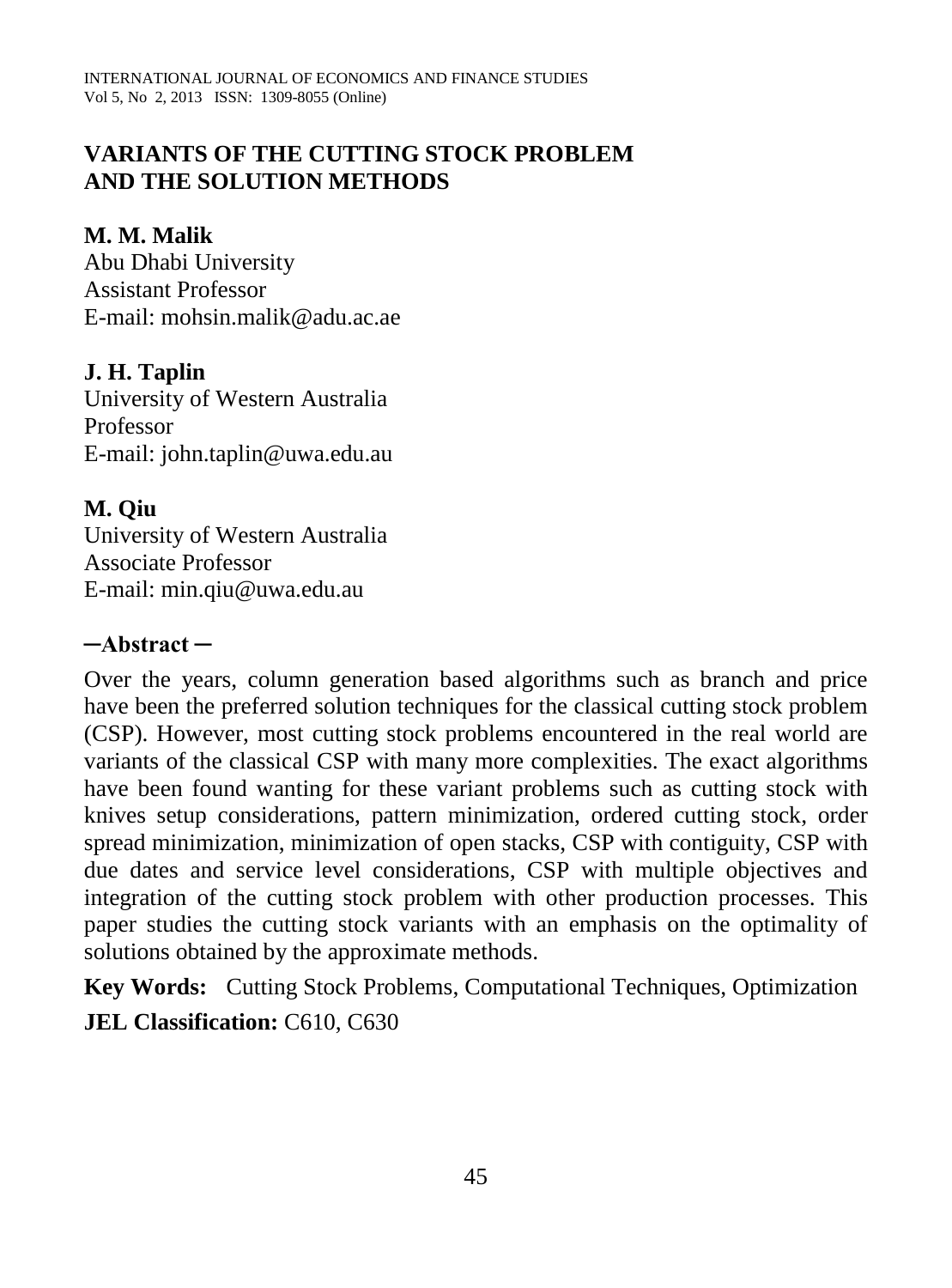# VARIANTS OF THE CUTTING STOCK PROBLEM AND THE SOLUTION METHODS

**M. M. Malik**
Abu Dhabi University
Assistant Professor
E-mail: mohsin.malik@adu.ac.ae

**J. H. Taplin**
University of Western Australia
Professor
E-mail: john.taplin@uwa.edu.au

**M. Qiu**
University of Western Australia
Associate Professor
E-mail: min.qiu@uwa.edu.au

## ─Abstract ─

Over the years, column generation based algorithms such as branch and price have been the preferred solution techniques for the classical cutting stock problem (CSP). However, most cutting stock problems encountered in the real world are variants of the classical CSP with many more complexities. The exact algorithms have been found wanting for these variant problems such as cutting stock with knives setup considerations, pattern minimization, ordered cutting stock, order spread minimization, minimization of open stacks, CSP with contiguity, CSP with due dates and service level considerations, CSP with multiple objectives and integration of the cutting stock problem with other production processes. This paper studies the cutting stock variants with an emphasis on the optimality of solutions obtained by the approximate methods.

**Key Words:** Cutting Stock Problems, Computational Techniques, Optimization

**JEL Classification:** C610, C630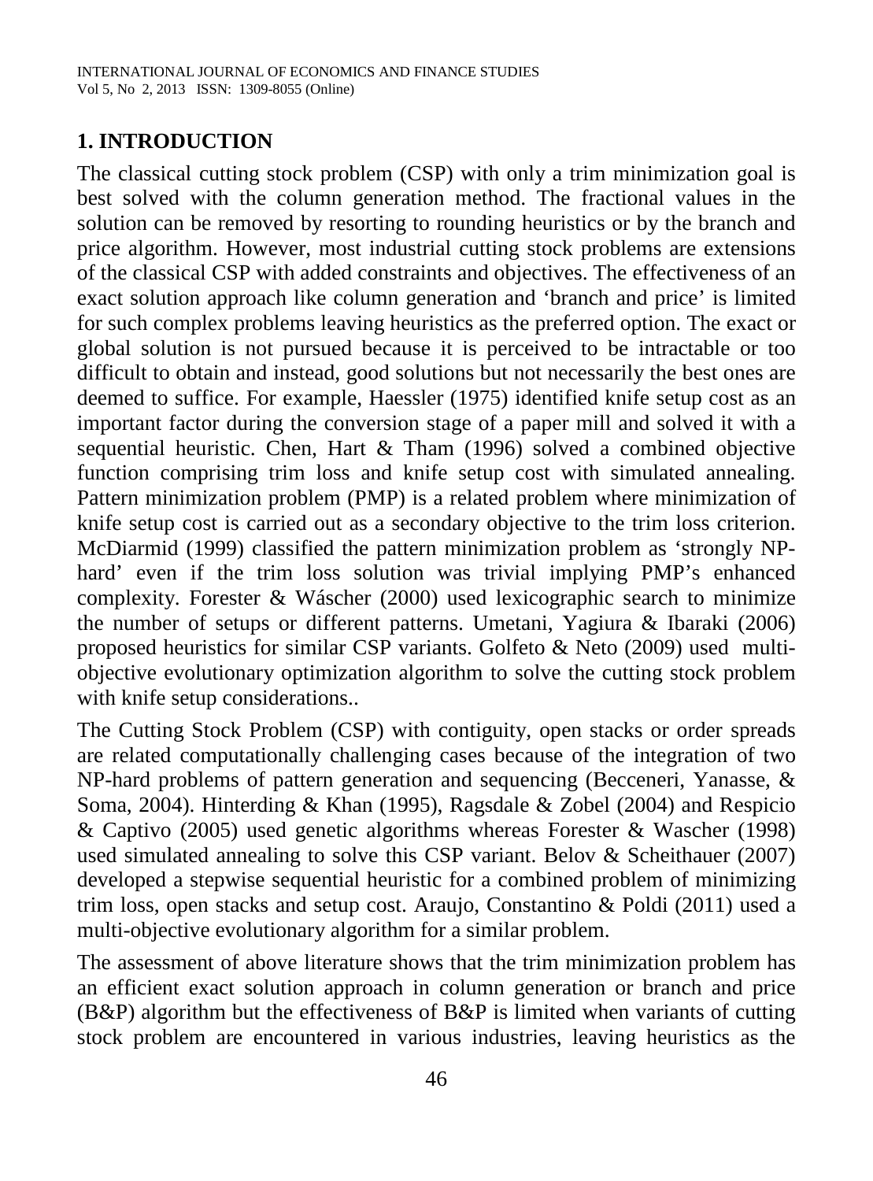## 1. INTRODUCTION

The classical cutting stock problem (CSP) with only a trim minimization goal is best solved with the column generation method. The fractional values in the solution can be removed by resorting to rounding heuristics or by the branch and price algorithm. However, most industrial cutting stock problems are extensions of the classical CSP with added constraints and objectives. The effectiveness of an exact solution approach like column generation and 'branch and price' is limited for such complex problems leaving heuristics as the preferred option. The exact or global solution is not pursued because it is perceived to be intractable or too difficult to obtain and instead, good solutions but not necessarily the best ones are deemed to suffice. For example, Haessler (1975) identified knife setup cost as an important factor during the conversion stage of a paper mill and solved it with a sequential heuristic. Chen, Hart & Tham (1996) solved a combined objective function comprising trim loss and knife setup cost with simulated annealing. Pattern minimization problem (PMP) is a related problem where minimization of knife setup cost is carried out as a secondary objective to the trim loss criterion. McDiarmid (1999) classified the pattern minimization problem as 'strongly NP-hard' even if the trim loss solution was trivial implying PMP's enhanced complexity. Forester & Wáscher (2000) used lexicographic search to minimize the number of setups or different patterns. Umetani, Yagiura & Ibaraki (2006) proposed heuristics for similar CSP variants. Golfeto & Neto (2009) used multi-objective evolutionary optimization algorithm to solve the cutting stock problem with knife setup considerations..

The Cutting Stock Problem (CSP) with contiguity, open stacks or order spreads are related computationally challenging cases because of the integration of two NP-hard problems of pattern generation and sequencing (Becceneri, Yanasse, & Soma, 2004). Hinterding & Khan (1995), Ragsdale & Zobel (2004) and Respicio & Captivo (2005) used genetic algorithms whereas Forester & Wascher (1998) used simulated annealing to solve this CSP variant. Belov & Scheithauer (2007) developed a stepwise sequential heuristic for a combined problem of minimizing trim loss, open stacks and setup cost. Araujo, Constantino & Poldi (2011) used a multi-objective evolutionary algorithm for a similar problem.

The assessment of above literature shows that the trim minimization problem has an efficient exact solution approach in column generation or branch and price (B&P) algorithm but the effectiveness of B&P is limited when variants of cutting stock problem are encountered in various industries, leaving heuristics as the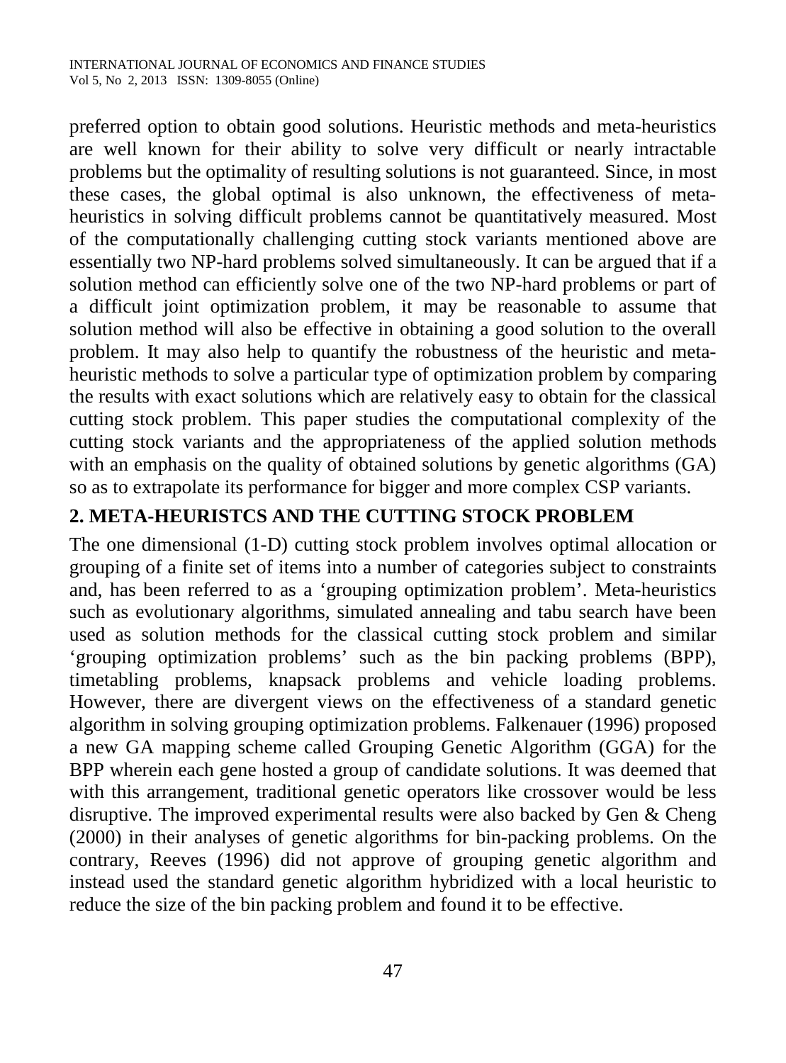preferred option to obtain good solutions. Heuristic methods and meta-heuristics are well known for their ability to solve very difficult or nearly intractable problems but the optimality of resulting solutions is not guaranteed. Since, in most these cases, the global optimal is also unknown, the effectiveness of meta-heuristics in solving difficult problems cannot be quantitatively measured. Most of the computationally challenging cutting stock variants mentioned above are essentially two NP-hard problems solved simultaneously. It can be argued that if a solution method can efficiently solve one of the two NP-hard problems or part of a difficult joint optimization problem, it may be reasonable to assume that solution method will also be effective in obtaining a good solution to the overall problem. It may also help to quantify the robustness of the heuristic and meta-heuristic methods to solve a particular type of optimization problem by comparing the results with exact solutions which are relatively easy to obtain for the classical cutting stock problem. This paper studies the computational complexity of the cutting stock variants and the appropriateness of the applied solution methods with an emphasis on the quality of obtained solutions by genetic algorithms (GA) so as to extrapolate its performance for bigger and more complex CSP variants.

## 2. META-HEURISTCS AND THE CUTTING STOCK PROBLEM

The one dimensional (1-D) cutting stock problem involves optimal allocation or grouping of a finite set of items into a number of categories subject to constraints and, has been referred to as a 'grouping optimization problem'. Meta-heuristics such as evolutionary algorithms, simulated annealing and tabu search have been used as solution methods for the classical cutting stock problem and similar 'grouping optimization problems' such as the bin packing problems (BPP), timetabling problems, knapsack problems and vehicle loading problems. However, there are divergent views on the effectiveness of a standard genetic algorithm in solving grouping optimization problems. Falkenauer (1996) proposed a new GA mapping scheme called Grouping Genetic Algorithm (GGA) for the BPP wherein each gene hosted a group of candidate solutions. It was deemed that with this arrangement, traditional genetic operators like crossover would be less disruptive. The improved experimental results were also backed by Gen & Cheng (2000) in their analyses of genetic algorithms for bin-packing problems. On the contrary, Reeves (1996) did not approve of grouping genetic algorithm and instead used the standard genetic algorithm hybridized with a local heuristic to reduce the size of the bin packing problem and found it to be effective.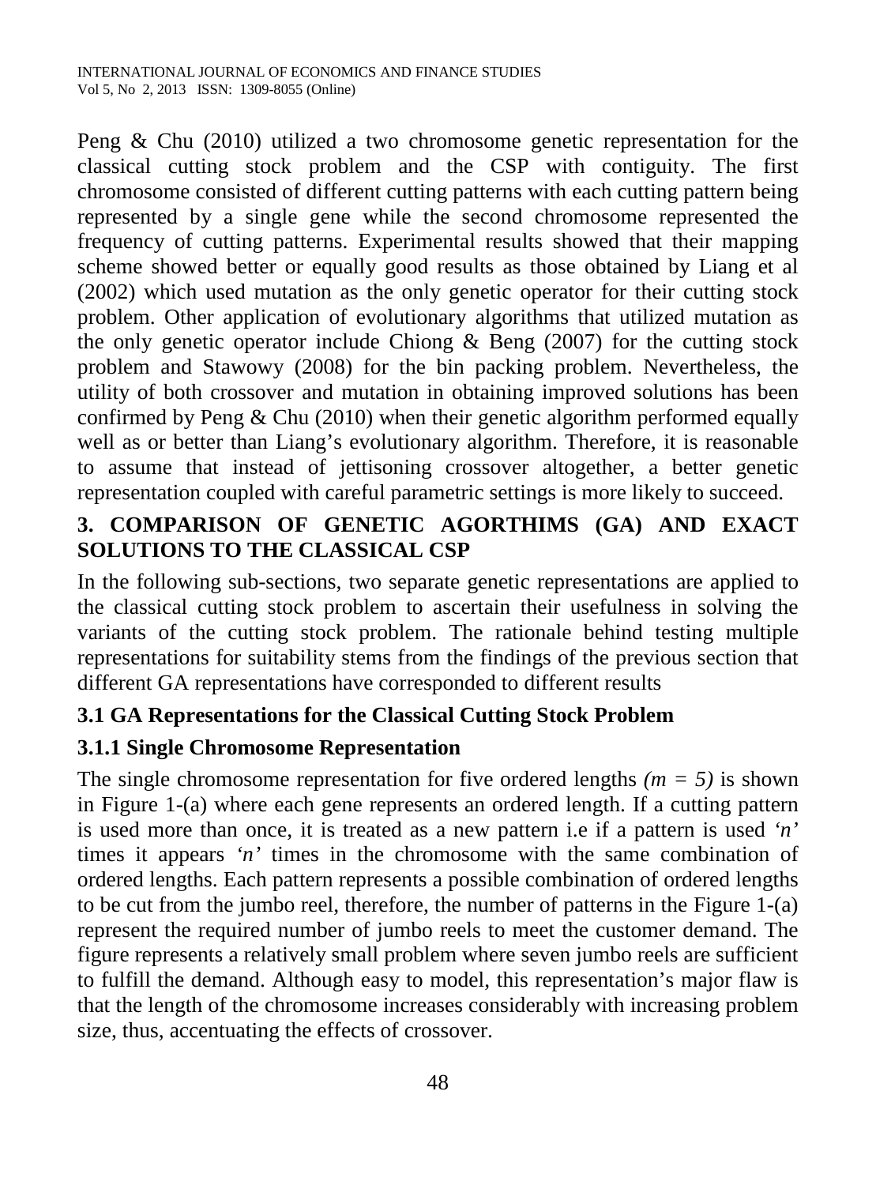Peng & Chu (2010) utilized a two chromosome genetic representation for the classical cutting stock problem and the CSP with contiguity. The first chromosome consisted of different cutting patterns with each cutting pattern being represented by a single gene while the second chromosome represented the frequency of cutting patterns. Experimental results showed that their mapping scheme showed better or equally good results as those obtained by Liang et al (2002) which used mutation as the only genetic operator for their cutting stock problem. Other application of evolutionary algorithms that utilized mutation as the only genetic operator include Chiong & Beng (2007) for the cutting stock problem and Stawowy (2008) for the bin packing problem. Nevertheless, the utility of both crossover and mutation in obtaining improved solutions has been confirmed by Peng & Chu (2010) when their genetic algorithm performed equally well as or better than Liang's evolutionary algorithm. Therefore, it is reasonable to assume that instead of jettisoning crossover altogether, a better genetic representation coupled with careful parametric settings is more likely to succeed.

## 3. COMPARISON OF GENETIC AGORTHIMS (GA) AND EXACT SOLUTIONS TO THE CLASSICAL CSP

In the following sub-sections, two separate genetic representations are applied to the classical cutting stock problem to ascertain their usefulness in solving the variants of the cutting stock problem. The rationale behind testing multiple representations for suitability stems from the findings of the previous section that different GA representations have corresponded to different results

### 3.1 GA Representations for the Classical Cutting Stock Problem

#### 3.1.1 Single Chromosome Representation

The single chromosome representation for five ordered lengths *($m = 5$)* is shown in Figure 1-(a) where each gene represents an ordered length. If a cutting pattern is used more than once, it is treated as a new pattern i.e if a pattern is used *'n'* times it appears *'n'* times in the chromosome with the same combination of ordered lengths. Each pattern represents a possible combination of ordered lengths to be cut from the jumbo reel, therefore, the number of patterns in the Figure 1-(a) represent the required number of jumbo reels to meet the customer demand. The figure represents a relatively small problem where seven jumbo reels are sufficient to fulfill the demand. Although easy to model, this representation's major flaw is that the length of the chromosome increases considerably with increasing problem size, thus, accentuating the effects of crossover.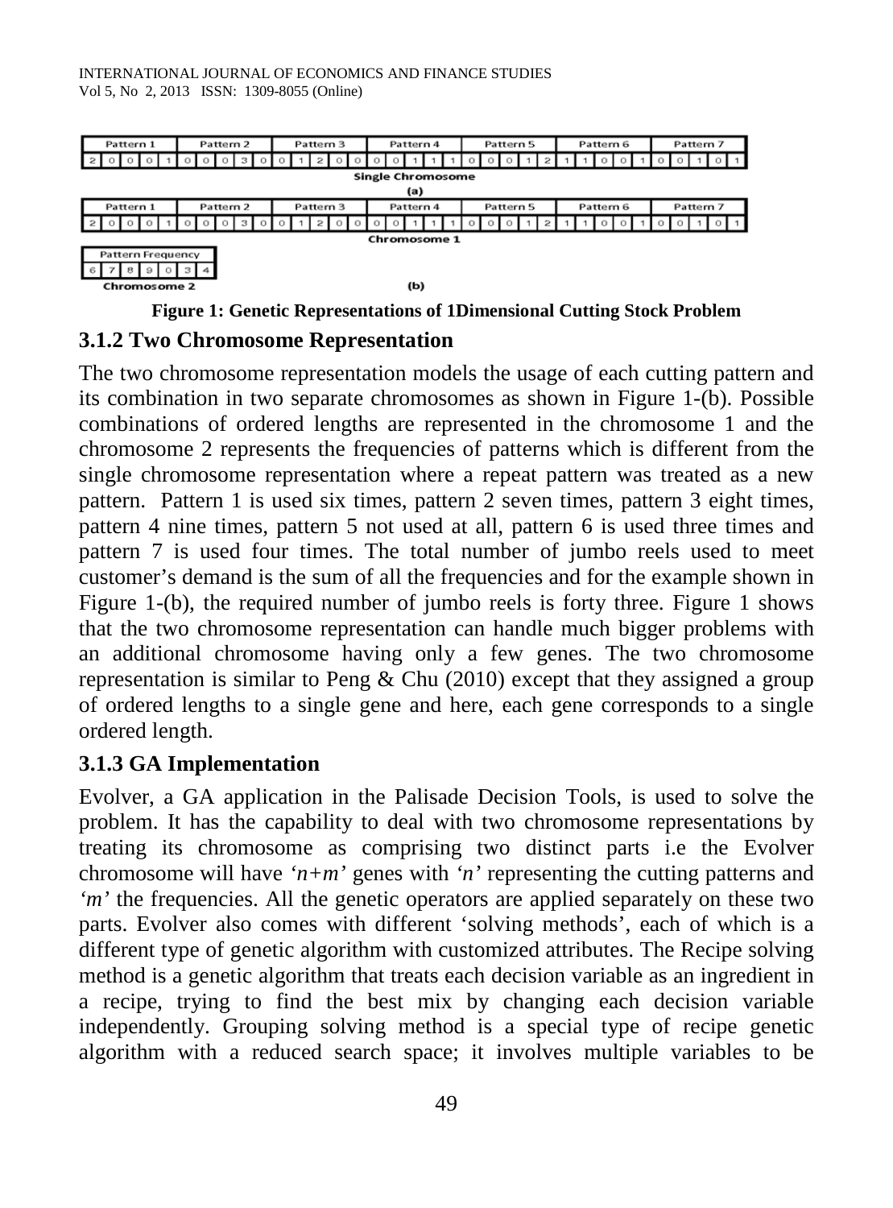| Pattern 1 | | | | | Pattern 2 | | | | | Pattern 3 | | | | | Pattern 4 | | | | | Pattern 5 | | | | | Pattern 6 | | | | | Pattern 7 | | | | |
|---|---|---|---|---|---|---|---|---|---|---|---|---|---|---|---|---|---|---|---|---|---|---|---|---|---|---|---|---|---|---|---|---|---|---|
| 2 | 0 | 0 | 0 | 1 | 0 | 0 | 0 | 3 | 0 | 0 | 1 | 2 | 0 | 0 | 0 | 0 | 1 | 1 | 1 | 0 | 0 | 0 | 1 | 2 | 1 | 1 | 0 | 0 | 1 | 0 | 0 | 1 | 0 | 1 |

Single Chromosome

(a)

| Pattern 1 | | | | | Pattern 2 | | | | | Pattern 3 | | | | | Pattern 4 | | | | | Pattern 5 | | | | | Pattern 6 | | | | | Pattern 7 | | | | |
|---|---|---|---|---|---|---|---|---|---|---|---|---|---|---|---|---|---|---|---|---|---|---|---|---|---|---|---|---|---|---|---|---|---|---|
| 2 | 0 | 0 | 0 | 1 | 0 | 0 | 0 | 3 | 0 | 0 | 1 | 2 | 0 | 0 | 0 | 0 | 1 | 1 | 1 | 0 | 0 | 0 | 1 | 2 | 1 | 1 | 0 | 0 | 1 | 0 | 0 | 1 | 0 | 1 |

Chromosome 1

| Pattern Frequency | | | | | | |
|---|---|---|---|---|---|---|
| 6 | 7 | 8 | 9 | 0 | 3 | 4 |

Chromosome 2

(b)

**Figure 1: Genetic Representations of 1Dimensional Cutting Stock Problem**

### 3.1.2 Two Chromosome Representation

The two chromosome representation models the usage of each cutting pattern and its combination in two separate chromosomes as shown in Figure 1-(b). Possible combinations of ordered lengths are represented in the chromosome 1 and the chromosome 2 represents the frequencies of patterns which is different from the single chromosome representation where a repeat pattern was treated as a new pattern. Pattern 1 is used six times, pattern 2 seven times, pattern 3 eight times, pattern 4 nine times, pattern 5 not used at all, pattern 6 is used three times and pattern 7 is used four times. The total number of jumbo reels used to meet customer's demand is the sum of all the frequencies and for the example shown in Figure 1-(b), the required number of jumbo reels is forty three. Figure 1 shows that the two chromosome representation can handle much bigger problems with an additional chromosome having only a few genes. The two chromosome representation is similar to Peng & Chu (2010) except that they assigned a group of ordered lengths to a single gene and here, each gene corresponds to a single ordered length.

### 3.1.3 GA Implementation

Evolver, a GA application in the Palisade Decision Tools, is used to solve the problem. It has the capability to deal with two chromosome representations by treating its chromosome as comprising two distinct parts i.e the Evolver chromosome will have *'n+m'* genes with *'n'* representing the cutting patterns and *'m'* the frequencies. All the genetic operators are applied separately on these two parts. Evolver also comes with different 'solving methods', each of which is a different type of genetic algorithm with customized attributes. The Recipe solving method is a genetic algorithm that treats each decision variable as an ingredient in a recipe, trying to find the best mix by changing each decision variable independently. Grouping solving method is a special type of recipe genetic algorithm with a reduced search space; it involves multiple variables to be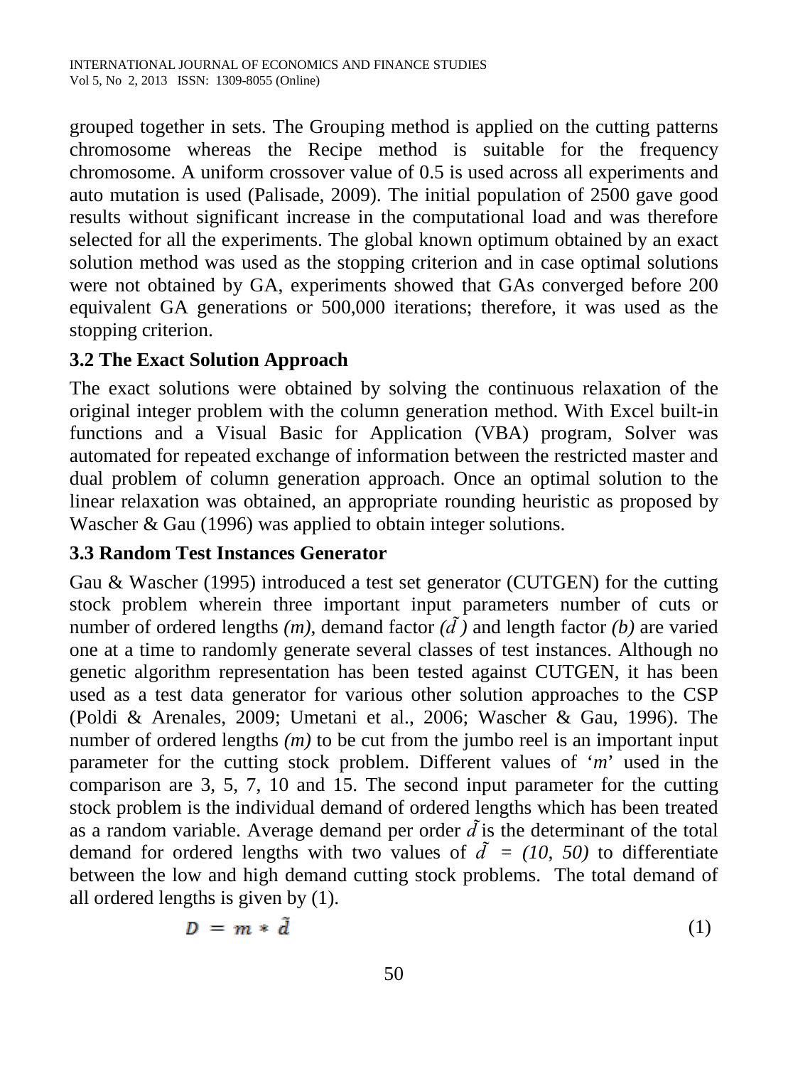grouped together in sets. The Grouping method is applied on the cutting patterns chromosome whereas the Recipe method is suitable for the frequency chromosome. A uniform crossover value of 0.5 is used across all experiments and auto mutation is used (Palisade, 2009). The initial population of 2500 gave good results without significant increase in the computational load and was therefore selected for all the experiments. The global known optimum obtained by an exact solution method was used as the stopping criterion and in case optimal solutions were not obtained by GA, experiments showed that GAs converged before 200 equivalent GA generations or 500,000 iterations; therefore, it was used as the stopping criterion.

### 3.2 The Exact Solution Approach

The exact solutions were obtained by solving the continuous relaxation of the original integer problem with the column generation method. With Excel built-in functions and a Visual Basic for Application (VBA) program, Solver was automated for repeated exchange of information between the restricted master and dual problem of column generation approach. Once an optimal solution to the linear relaxation was obtained, an appropriate rounding heuristic as proposed by Wascher & Gau (1996) was applied to obtain integer solutions.

### 3.3 Random Test Instances Generator

Gau & Wascher (1995) introduced a test set generator (CUTGEN) for the cutting stock problem wherein three important input parameters number of cuts or number of ordered lengths $(m)$, demand factor $(\tilde{d})$ and length factor $(b)$ are varied one at a time to randomly generate several classes of test instances. Although no genetic algorithm representation has been tested against CUTGEN, it has been used as a test data generator for various other solution approaches to the CSP (Poldi & Arenales, 2009; Umetani et al., 2006; Wascher & Gau, 1996). The number of ordered lengths $(m)$ to be cut from the jumbo reel is an important input parameter for the cutting stock problem. Different values of '$m$' used in the comparison are 3, 5, 7, 10 and 15. The second input parameter for the cutting stock problem is the individual demand of ordered lengths which has been treated as a random variable. Average demand per order $\tilde{d}$ is the determinant of the total demand for ordered lengths with two values of $\tilde{d} = (10, 50)$ to differentiate between the low and high demand cutting stock problems. The total demand of all ordered lengths is given by (1).

$$D = m * \tilde{d} \tag{1}$$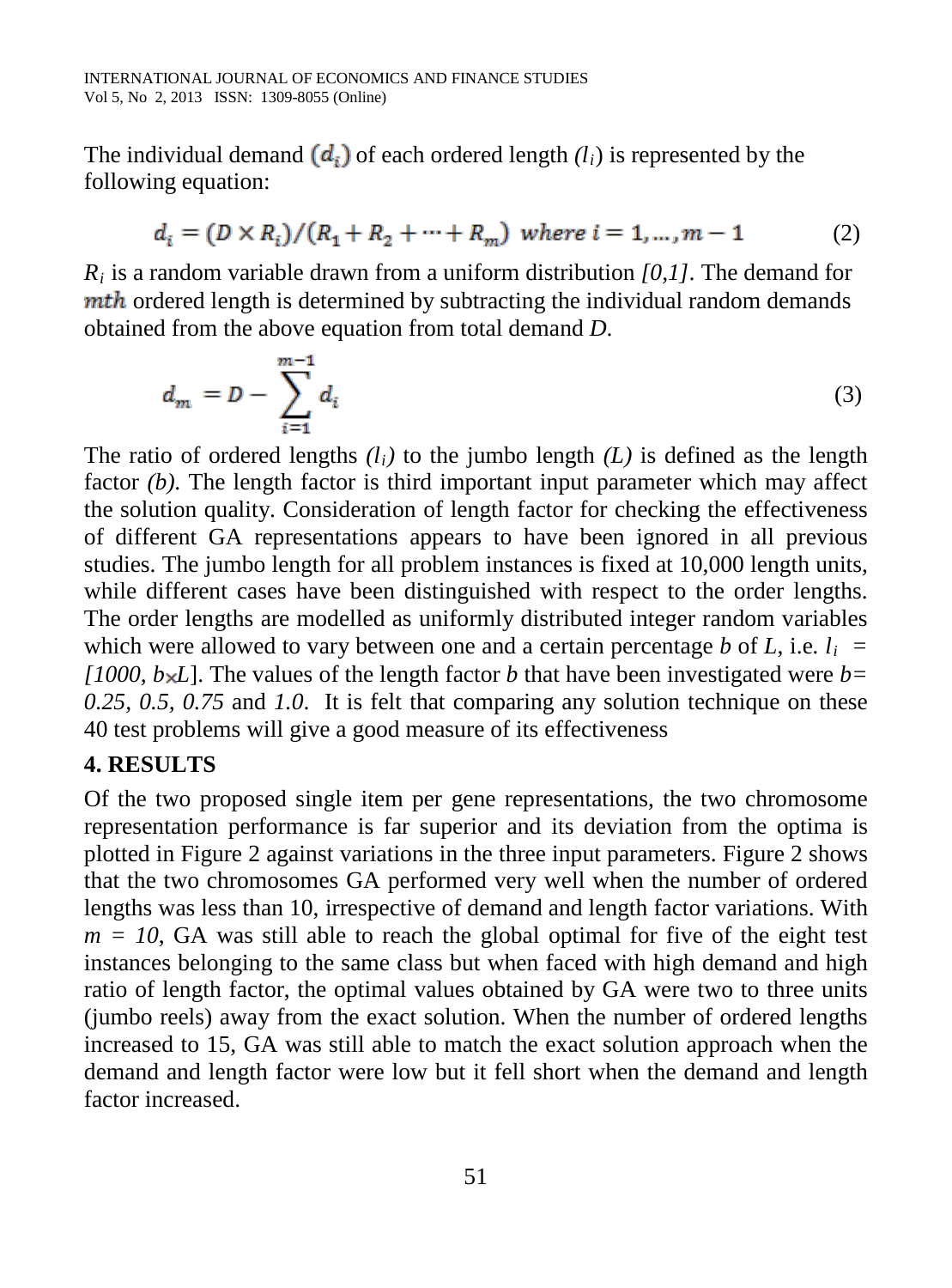The individual demand $(d_i)$ of each ordered length $(l_i)$ is represented by the following equation:

$$d_i = (D \times R_i)/(R_1 + R_2 + \cdots + R_m) \;\; where \; i = 1, \ldots, m-1 \tag{2}$$

$R_i$ is a random variable drawn from a uniform distribution *[0,1]*. The demand for $mth$ ordered length is determined by subtracting the individual random demands obtained from the above equation from total demand $D$.

$$d_m = D - \sum_{i=1}^{m-1} d_i \tag{3}$$

The ratio of ordered lengths $(l_i)$ to the jumbo length $(L)$ is defined as the length factor $(b)$. The length factor is third important input parameter which may affect the solution quality. Consideration of length factor for checking the effectiveness of different GA representations appears to have been ignored in all previous studies. The jumbo length for all problem instances is fixed at 10,000 length units, while different cases have been distinguished with respect to the order lengths. The order lengths are modelled as uniformly distributed integer random variables which were allowed to vary between one and a certain percentage $b$ of $L$, i.e. $l_i = [1000, b \times L]$. The values of the length factor $b$ that have been investigated were $b = 0.25, 0.5, 0.75$ and $1.0$. It is felt that comparing any solution technique on these 40 test problems will give a good measure of its effectiveness

## 4. RESULTS

Of the two proposed single item per gene representations, the two chromosome representation performance is far superior and its deviation from the optima is plotted in Figure 2 against variations in the three input parameters. Figure 2 shows that the two chromosomes GA performed very well when the number of ordered lengths was less than 10, irrespective of demand and length factor variations. With $m = 10$, GA was still able to reach the global optimal for five of the eight test instances belonging to the same class but when faced with high demand and high ratio of length factor, the optimal values obtained by GA were two to three units (jumbo reels) away from the exact solution. When the number of ordered lengths increased to 15, GA was still able to match the exact solution approach when the demand and length factor were low but it fell short when the demand and length factor increased.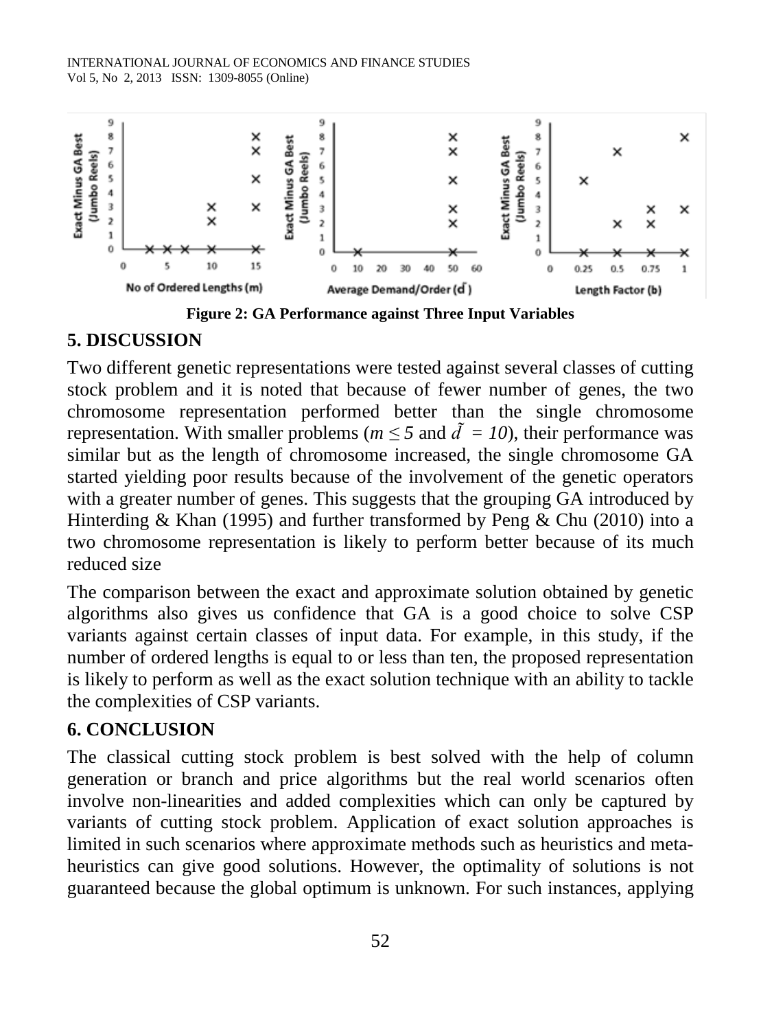**Figure 2: GA Performance against Three Input Variables**

## 5. DISCUSSION

Two different genetic representations were tested against several classes of cutting stock problem and it is noted that because of fewer number of genes, the two chromosome representation performed better than the single chromosome representation. With smaller problems ($m \leq 5$ and $\tilde{d} = 10$), their performance was similar but as the length of chromosome increased, the single chromosome GA started yielding poor results because of the involvement of the genetic operators with a greater number of genes. This suggests that the grouping GA introduced by Hinterding & Khan (1995) and further transformed by Peng & Chu (2010) into a two chromosome representation is likely to perform better because of its much reduced size

The comparison between the exact and approximate solution obtained by genetic algorithms also gives us confidence that GA is a good choice to solve CSP variants against certain classes of input data. For example, in this study, if the number of ordered lengths is equal to or less than ten, the proposed representation is likely to perform as well as the exact solution technique with an ability to tackle the complexities of CSP variants.

## 6. CONCLUSION

The classical cutting stock problem is best solved with the help of column generation or branch and price algorithms but the real world scenarios often involve non-linearities and added complexities which can only be captured by variants of cutting stock problem. Application of exact solution approaches is limited in such scenarios where approximate methods such as heuristics and meta-heuristics can give good solutions. However, the optimality of solutions is not guaranteed because the global optimum is unknown. For such instances, applying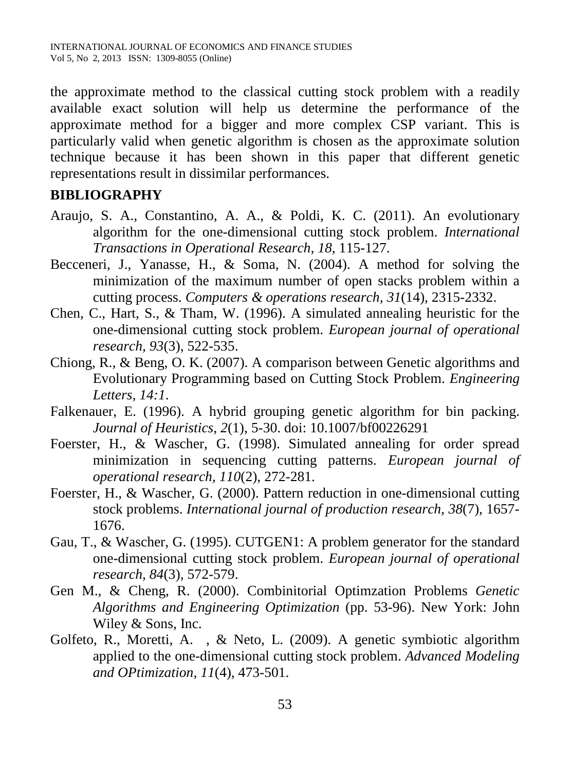the approximate method to the classical cutting stock problem with a readily available exact solution will help us determine the performance of the approximate method for a bigger and more complex CSP variant. This is particularly valid when genetic algorithm is chosen as the approximate solution technique because it has been shown in this paper that different genetic representations result in dissimilar performances.

## BIBLIOGRAPHY

Araujo, S. A., Constantino, A. A., & Poldi, K. C. (2011). An evolutionary algorithm for the one-dimensional cutting stock problem. *International Transactions in Operational Research, 18*, 115-127.

Becceneri, J., Yanasse, H., & Soma, N. (2004). A method for solving the minimization of the maximum number of open stacks problem within a cutting process. *Computers & operations research, 31*(14), 2315-2332.

Chen, C., Hart, S., & Tham, W. (1996). A simulated annealing heuristic for the one-dimensional cutting stock problem. *European journal of operational research, 93*(3), 522-535.

Chiong, R., & Beng, O. K. (2007). A comparison between Genetic algorithms and Evolutionary Programming based on Cutting Stock Problem. *Engineering Letters, 14:1*.

Falkenauer, E. (1996). A hybrid grouping genetic algorithm for bin packing. *Journal of Heuristics, 2*(1), 5-30. doi: 10.1007/bf00226291

Foerster, H., & Wascher, G. (1998). Simulated annealing for order spread minimization in sequencing cutting patterns. *European journal of operational research, 110*(2), 272-281.

Foerster, H., & Wascher, G. (2000). Pattern reduction in one-dimensional cutting stock problems. *International journal of production research, 38*(7), 1657-1676.

Gau, T., & Wascher, G. (1995). CUTGEN1: A problem generator for the standard one-dimensional cutting stock problem. *European journal of operational research, 84*(3), 572-579.

Gen M., & Cheng, R. (2000). Combinitorial Optimzation Problems *Genetic Algorithms and Engineering Optimization* (pp. 53-96). New York: John Wiley & Sons, Inc.

Golfeto, R., Moretti, A. , & Neto, L. (2009). A genetic symbiotic algorithm applied to the one-dimensional cutting stock problem. *Advanced Modeling and OPtimization, 11*(4), 473-501.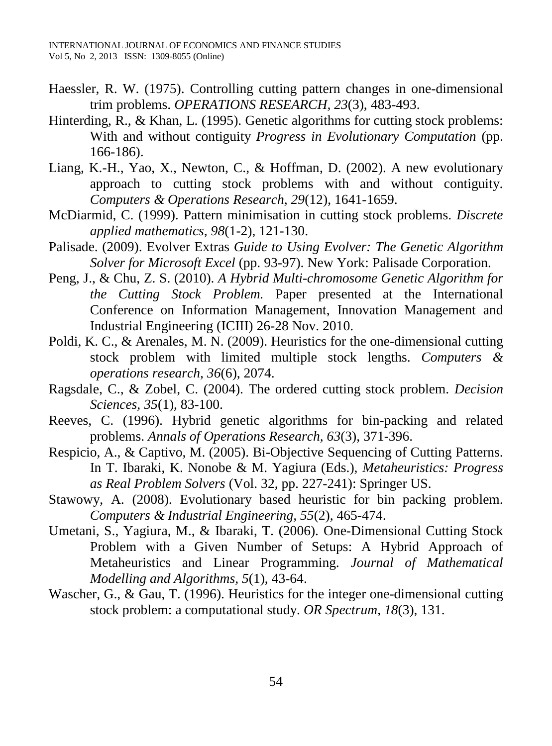Haessler, R. W. (1975). Controlling cutting pattern changes in one-dimensional trim problems. *OPERATIONS RESEARCH, 23*(3), 483-493.

Hinterding, R., & Khan, L. (1995). Genetic algorithms for cutting stock problems: With and without contiguity *Progress in Evolutionary Computation* (pp. 166-186).

Liang, K.-H., Yao, X., Newton, C., & Hoffman, D. (2002). A new evolutionary approach to cutting stock problems with and without contiguity. *Computers & Operations Research, 29*(12), 1641-1659.

McDiarmid, C. (1999). Pattern minimisation in cutting stock problems. *Discrete applied mathematics, 98*(1-2), 121-130.

Palisade. (2009). Evolver Extras *Guide to Using Evolver: The Genetic Algorithm Solver for Microsoft Excel* (pp. 93-97). New York: Palisade Corporation.

Peng, J., & Chu, Z. S. (2010). *A Hybrid Multi-chromosome Genetic Algorithm for the Cutting Stock Problem.* Paper presented at the International Conference on Information Management, Innovation Management and Industrial Engineering (ICIII) 26-28 Nov. 2010.

Poldi, K. C., & Arenales, M. N. (2009). Heuristics for the one-dimensional cutting stock problem with limited multiple stock lengths. *Computers & operations research, 36*(6), 2074.

Ragsdale, C., & Zobel, C. (2004). The ordered cutting stock problem. *Decision Sciences, 35*(1), 83-100.

Reeves, C. (1996). Hybrid genetic algorithms for bin-packing and related problems. *Annals of Operations Research, 63*(3), 371-396.

Respicio, A., & Captivo, M. (2005). Bi-Objective Sequencing of Cutting Patterns. In T. Ibaraki, K. Nonobe & M. Yagiura (Eds.), *Metaheuristics: Progress as Real Problem Solvers* (Vol. 32, pp. 227-241): Springer US.

Stawowy, A. (2008). Evolutionary based heuristic for bin packing problem. *Computers & Industrial Engineering, 55*(2), 465-474.

Umetani, S., Yagiura, M., & Ibaraki, T. (2006). One-Dimensional Cutting Stock Problem with a Given Number of Setups: A Hybrid Approach of Metaheuristics and Linear Programming. *Journal of Mathematical Modelling and Algorithms, 5*(1), 43-64.

Wascher, G., & Gau, T. (1996). Heuristics for the integer one-dimensional cutting stock problem: a computational study. *OR Spectrum, 18*(3), 131.